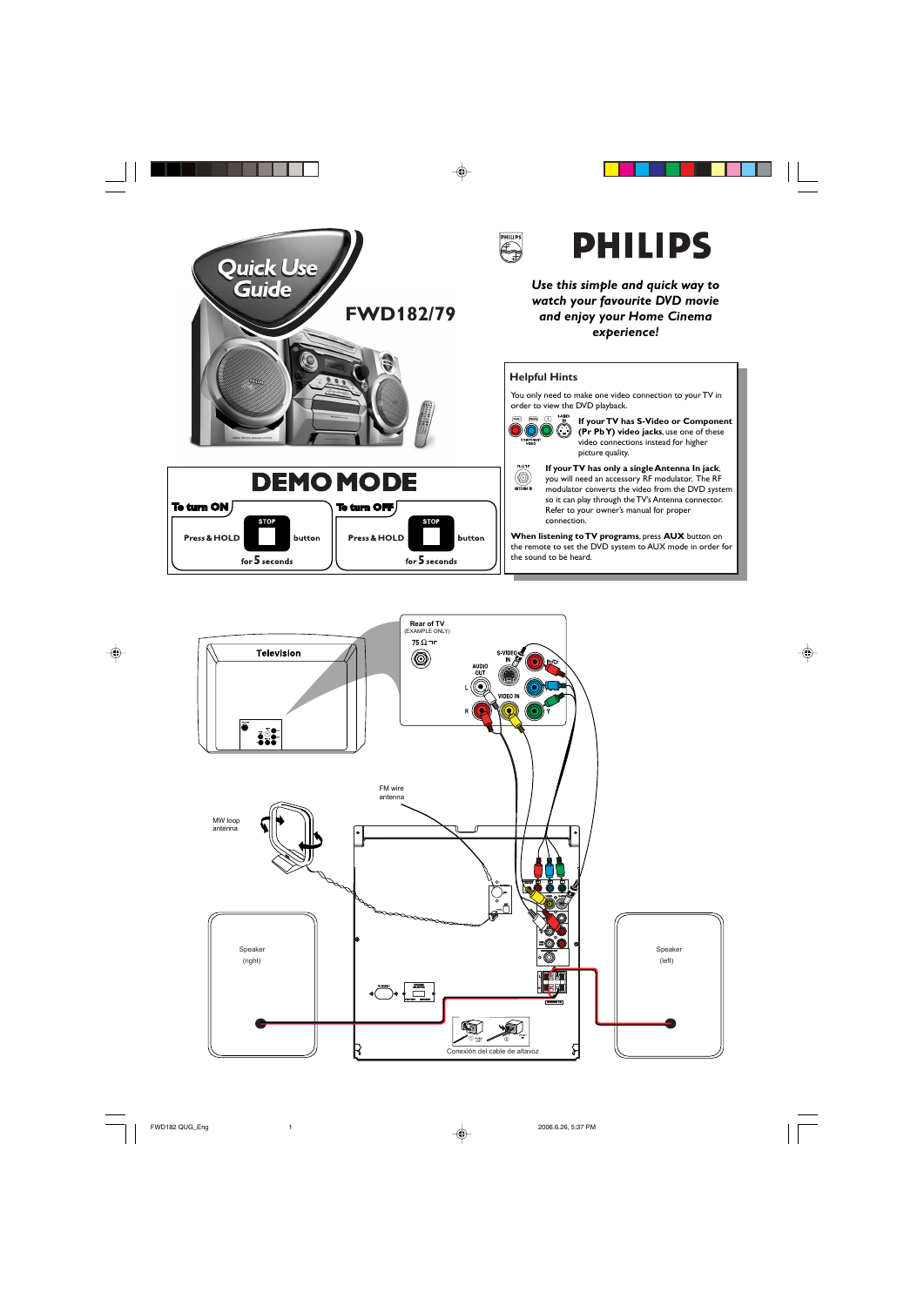# Quick Use Guide

## FWD182/79

PHILIPS

*Use this simple and quick way to watch your favourite DVD movie and enjoy your Home Cinema experience!*

## DEMO MODE

**To turn ON**

**Press & HOLD** STOP **button for 5 seconds**

**To turn OFF**

**Press & HOLD** STOP **button for 5 seconds**

### Helpful Hints

You only need to make one video connection to your TV in order to view the DVD playback.

**If your TV has S-Video or Component (Pr Pb Y) video jacks**, use one of these video connections instead for higher picture quality.

**If your TV has only a single Antenna In jack**, you will need an accessory RF modulator. The RF modulator converts the video from the DVD system so it can play through the TV's Antenna connector. Refer to your owner's manual for proper connection.

**When listening to TV programs**, press **AUX** button on the remote to set the DVD system to AUX mode in order for the sound to be heard.

Television

Rear of TV (EXAMPLE ONLY)

75 Ω

AUDIO OUT

S-VIDEO IN

VIDEO IN

Pr/Cr

Pb/Cb

Y

FM wire antenna

MW loop antenna

Speaker (right)

Speaker (left)

Conexión del cable de altavoz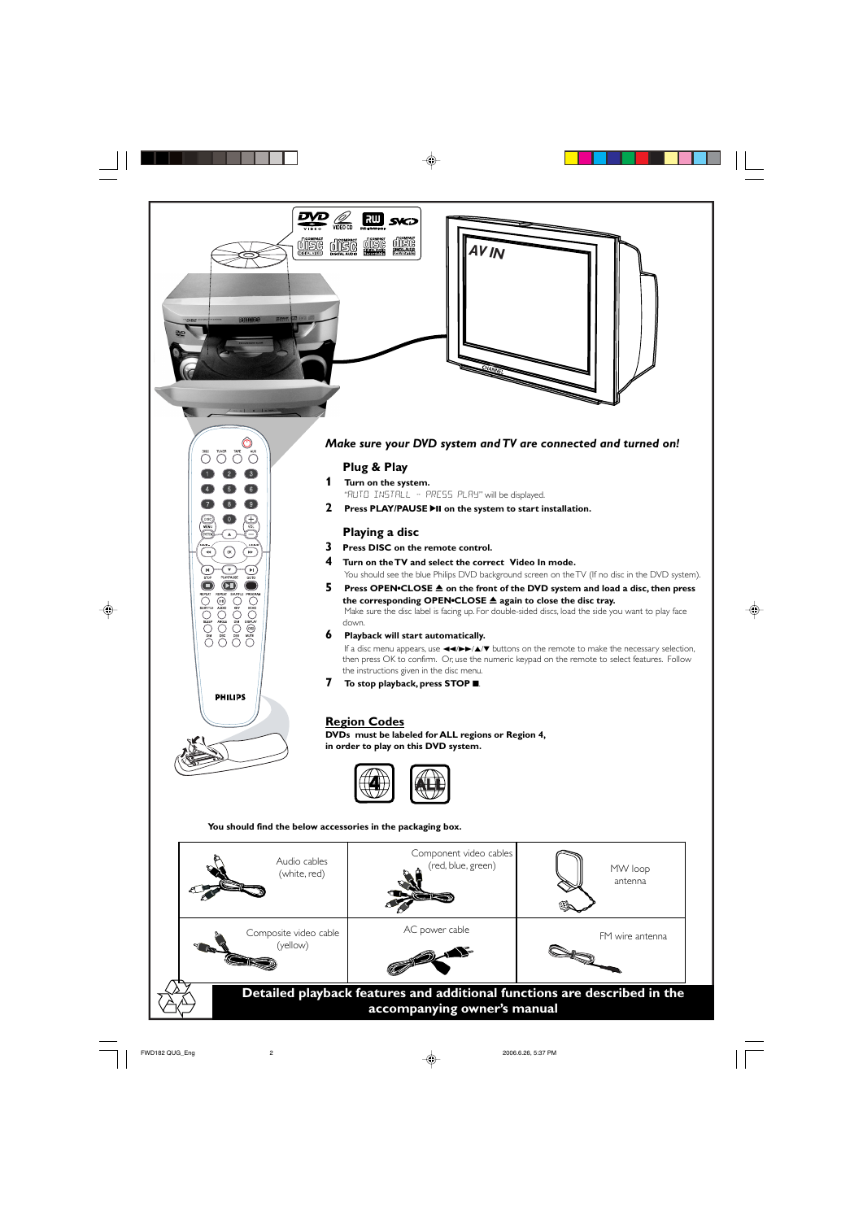*Make sure your DVD system and TV are connected and turned on!*

## Plug & Play

**1** **Turn on the system.**
"AUTO INSTALL – PRESS PLAY" will be displayed.

**2** **Press PLAY/PAUSE ▶II on the system to start installation.**

## Playing a disc

**3** **Press DISC on the remote control.**

**4** **Turn on the TV and select the correct Video In mode.**
You should see the blue Philips DVD background screen on the TV (If no disc in the DVD system).

**5** **Press OPEN•CLOSE ≜ on the front of the DVD system and load a disc, then press the corresponding OPEN•CLOSE ≜ again to close the disc tray.**
Make sure the disc label is facing up. For double-sided discs, load the side you want to play face down.

**6** **Playback will start automatically.**
If a disc menu appears, use ◀◀/▶▶/▲/▼ buttons on the remote to make the necessary selection, then press OK to confirm. Or, use the numeric keypad on the remote to select features. Follow the instructions given in the disc menu.

**7** **To stop playback, press STOP ■.**

## Region Codes

**DVDs must be labeled for ALL regions or Region 4, in order to play on this DVD system.**

**You should find the below accessories in the packaging box.**

| | | |
|---|---|---|
| Audio cables (white, red) | Component video cables (red, blue, green) | MW loop antenna |
| Composite video cable (yellow) | AC power cable | FM wire antenna |

**Detailed playback features and additional functions are described in the accompanying owner's manual**